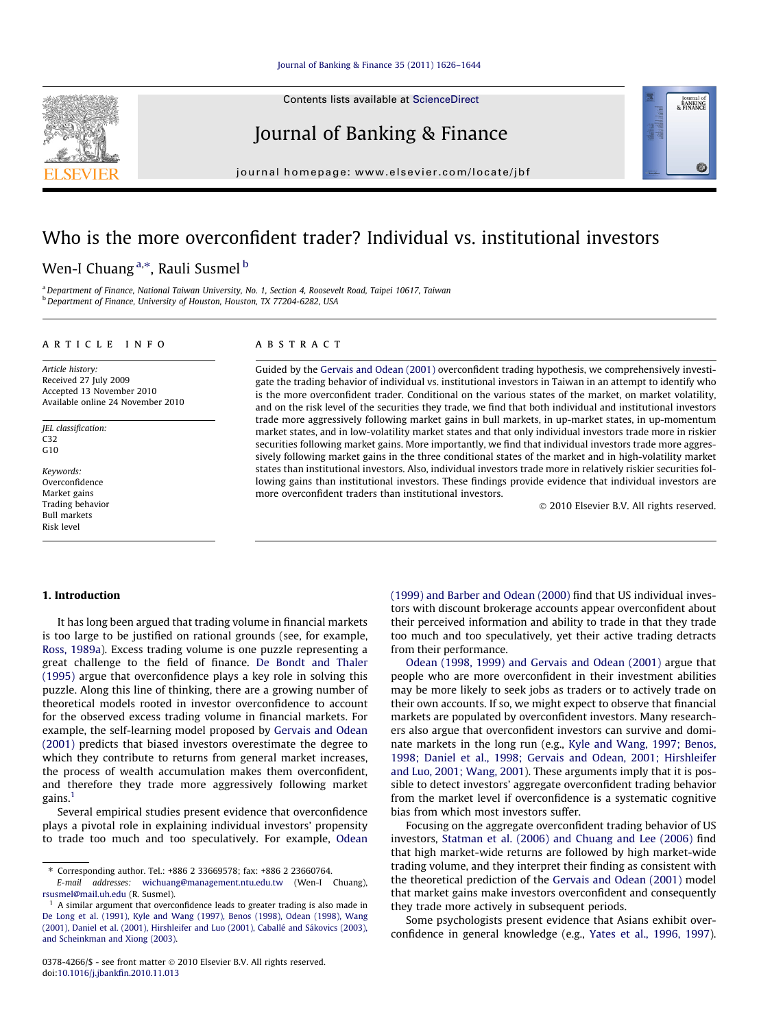# Who is the more overconfident trader? Individual vs. institutional investors

Wen-I Chuang [a,*], Rauli Susmel [b]

[a] Department of Finance, National Taiwan University, No. 1, Section 4, Roosevelt Road, Taipei 10617, Taiwan
[b] Department of Finance, University of Houston, Houston, TX 77204-6282, USA

## ARTICLE INFO

*Article history:*
Received 27 July 2009
Accepted 13 November 2010
Available online 24 November 2010

*JEL classification:*
C32
G10

*Keywords:*
Overconfidence
Market gains
Trading behavior
Bull markets
Risk level

## ABSTRACT

Guided by the Gervais and Odean (2001) overconfident trading hypothesis, we comprehensively investigate the trading behavior of individual vs. institutional investors in Taiwan in an attempt to identify who is the more overconfident trader. Conditional on the various states of the market, on market volatility, and on the risk level of the securities they trade, we find that both individual and institutional investors trade more aggressively following market gains in bull markets, in up-market states, in up-momentum market states, and in low-volatility market states and that only individual investors trade more in riskier securities following market gains. More importantly, we find that individual investors trade more aggressively following market gains in the three conditional states of the market and in high-volatility market states than institutional investors. Also, individual investors trade more in relatively riskier securities following gains than institutional investors. These findings provide evidence that individual investors are more overconfident traders than institutional investors.

© 2010 Elsevier B.V. All rights reserved.

## 1. Introduction

It has long been argued that trading volume in financial markets is too large to be justified on rational grounds (see, for example, Ross, 1989a). Excess trading volume is one puzzle representing a great challenge to the field of finance. De Bondt and Thaler (1995) argue that overconfidence plays a key role in solving this puzzle. Along this line of thinking, there are a growing number of theoretical models rooted in investor overconfidence to account for the observed excess trading volume in financial markets. For example, the self-learning model proposed by Gervais and Odean (2001) predicts that biased investors overestimate the degree to which they contribute to returns from general market increases, the process of wealth accumulation makes them overconfident, and therefore they trade more aggressively following market gains.[1]

Several empirical studies present evidence that overconfidence plays a pivotal role in explaining individual investors' propensity to trade too much and too speculatively. For example, Odean (1999) and Barber and Odean (2000) find that US individual investors with discount brokerage accounts appear overconfident about their perceived information and ability to trade in that they trade too much and too speculatively, yet their active trading detracts from their performance.

Odean (1998, 1999) and Gervais and Odean (2001) argue that people who are more overconfident in their investment abilities may be more likely to seek jobs as traders or to actively trade on their own accounts. If so, we might expect to observe that financial markets are populated by overconfident investors. Many researchers also argue that overconfident investors can survive and dominate markets in the long run (e.g., Kyle and Wang, 1997; Benos, 1998; Daniel et al., 1998; Gervais and Odean, 2001; Hirshleifer and Luo, 2001; Wang, 2001). These arguments imply that it is possible to detect investors' aggregate overconfident trading behavior from the market level if overconfidence is a systematic cognitive bias from which most investors suffer.

Focusing on the aggregate overconfident trading behavior of US investors, Statman et al. (2006) and Chuang and Lee (2006) find that high market-wide returns are followed by high market-wide trading volume, and they interpret their finding as consistent with the theoretical prediction of the Gervais and Odean (2001) model that market gains make investors overconfident and consequently they trade more actively in subsequent periods.

Some psychologists present evidence that Asians exhibit overconfidence in general knowledge (e.g., Yates et al., 1996, 1997).

---

* Corresponding author. Tel.: +886 2 33669578; fax: +886 2 23660764.
*E-mail addresses:* wichuang@management.ntu.edu.tw (Wen-I Chuang), rsusmel@mail.uh.edu (R. Susmel).

[1] A similar argument that overconfidence leads to greater trading is also made in De Long et al. (1991), Kyle and Wang (1997), Benos (1998), Odean (1998), Wang (2001), Daniel et al. (2001), Hirshleifer and Luo (2001), Caballé and Sákovics (2003), and Scheinkman and Xiong (2003).

0378-4266/$ - see front matter © 2010 Elsevier B.V. All rights reserved.
doi:10.1016/j.jbankfin.2010.11.013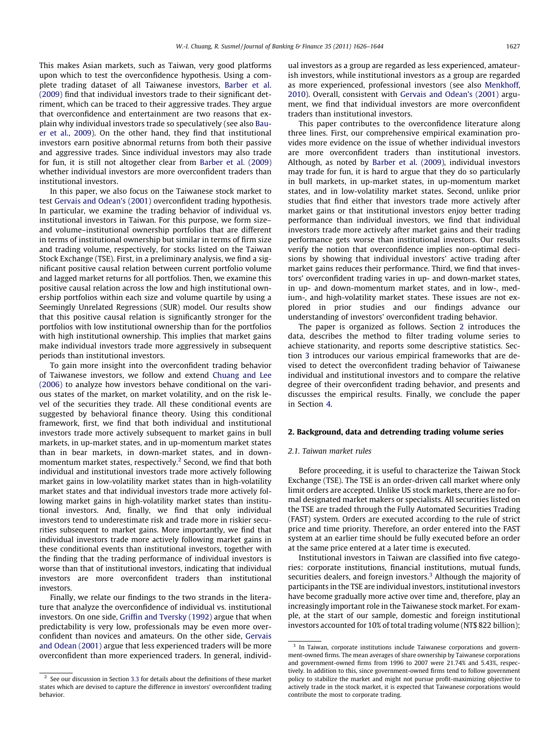This makes Asian markets, such as Taiwan, very good platforms upon which to test the overconfidence hypothesis. Using a complete trading dataset of all Taiwanese investors, Barber et al. (2009) find that individual investors trade to their significant detriment, which can be traced to their aggressive trades. They argue that overconfidence and entertainment are two reasons that explain why individual investors trade so speculatively (see also Bauer et al., 2009). On the other hand, they find that institutional investors earn positive abnormal returns from both their passive and aggressive trades. Since individual investors may also trade for fun, it is still not altogether clear from Barber et al. (2009) whether individual investors are more overconfident traders than institutional investors.

In this paper, we also focus on the Taiwanese stock market to test Gervais and Odean's (2001) overconfident trading hypothesis. In particular, we examine the trading behavior of individual vs. institutional investors in Taiwan. For this purpose, we form size– and volume–institutional ownership portfolios that are different in terms of institutional ownership but similar in terms of firm size and trading volume, respectively, for stocks listed on the Taiwan Stock Exchange (TSE). First, in a preliminary analysis, we find a significant positive causal relation between current portfolio volume and lagged market returns for all portfolios. Then, we examine this positive causal relation across the low and high institutional ownership portfolios within each size and volume quartile by using a Seemingly Unrelated Regressions (SUR) model. Our results show that this positive causal relation is significantly stronger for the portfolios with low institutional ownership than for the portfolios with high institutional ownership. This implies that market gains make individual investors trade more aggressively in subsequent periods than institutional investors.

To gain more insight into the overconfident trading behavior of Taiwanese investors, we follow and extend Chuang and Lee (2006) to analyze how investors behave conditional on the various states of the market, on market volatility, and on the risk level of the securities they trade. All these conditional events are suggested by behavioral finance theory. Using this conditional framework, first, we find that both individual and institutional investors trade more actively subsequent to market gains in bull markets, in up-market states, and in up-momentum market states than in bear markets, in down-market states, and in down-momentum market states, respectively.[2] Second, we find that both individual and institutional investors trade more actively following market gains in low-volatility market states than in high-volatility market states and that individual investors trade more actively following market gains in high-volatility market states than institutional investors. And, finally, we find that only individual investors tend to underestimate risk and trade more in riskier securities subsequent to market gains. More importantly, we find that individual investors trade more actively following market gains in these conditional events than institutional investors, together with the finding that the trading performance of individual investors is worse than that of institutional investors, indicating that individual investors are more overconfident traders than institutional investors.

Finally, we relate our findings to the two strands in the literature that analyze the overconfidence of individual vs. institutional investors. On one side, Griffin and Tversky (1992) argue that when predictability is very low, professionals may be even more overconfident than novices and amateurs. On the other side, Gervais and Odean (2001) argue that less experienced traders will be more overconfident than more experienced traders. In general, individual investors as a group are regarded as less experienced, amateurish investors, while institutional investors as a group are regarded as more experienced, professional investors (see also Menkhoff, 2010). Overall, consistent with Gervais and Odean's (2001) argument, we find that individual investors are more overconfident traders than institutional investors.

This paper contributes to the overconfidence literature along three lines. First, our comprehensive empirical examination provides more evidence on the issue of whether individual investors are more overconfident traders than institutional investors. Although, as noted by Barber et al. (2009), individual investors may trade for fun, it is hard to argue that they do so particularly in bull markets, in up-market states, in up-momentum market states, and in low-volatility market states. Second, unlike prior studies that find either that investors trade more actively after market gains or that institutional investors enjoy better trading performance than individual investors, we find that individual investors trade more actively after market gains and their trading performance gets worse than institutional investors. Our results verify the notion that overconfidence implies non-optimal decisions by showing that individual investors' active trading after market gains reduces their performance. Third, we find that investors' overconfident trading varies in up- and down-market states, in up- and down-momentum market states, and in low-, medium-, and high-volatility market states. These issues are not explored in prior studies and our findings advance our understanding of investors' overconfident trading behavior.

The paper is organized as follows. Section 2 introduces the data, describes the method to filter trading volume series to achieve stationarity, and reports some descriptive statistics. Section 3 introduces our various empirical frameworks that are devised to detect the overconfident trading behavior of Taiwanese individual and institutional investors and to compare the relative degree of their overconfident trading behavior, and presents and discusses the empirical results. Finally, we conclude the paper in Section 4.

## 2. Background, data and detrending trading volume series

### 2.1. Taiwan market rules

Before proceeding, it is useful to characterize the Taiwan Stock Exchange (TSE). The TSE is an order-driven call market where only limit orders are accepted. Unlike US stock markets, there are no formal designated market makers or specialists. All securities listed on the TSE are traded through the Fully Automated Securities Trading (FAST) system. Orders are executed according to the rule of strict price and time priority. Therefore, an order entered into the FAST system at an earlier time should be fully executed before an order at the same price entered at a later time is executed.

Institutional investors in Taiwan are classified into five categories: corporate institutions, financial institutions, mutual funds, securities dealers, and foreign investors.[3] Although the majority of participants in the TSE are individual investors, institutional investors have become gradually more active over time and, therefore, play an increasingly important role in the Taiwanese stock market. For example, at the start of our sample, domestic and foreign institutional investors accounted for 10% of total trading volume (NT$ 822 billion);

---

[2] See our discussion in Section 3.3 for details about the definitions of these market states which are devised to capture the difference in investors' overconfident trading behavior.

[3] In Taiwan, corporate institutions include Taiwanese corporations and government-owned firms. The mean averages of share ownership by Taiwanese corporations and government-owned firms from 1996 to 2007 were 21.74% and 5.43%, respectively. In addition to this, since government-owned firms tend to follow government policy to stabilize the market and might not pursue profit-maximizing objective to actively trade in the stock market, it is expected that Taiwanese corporations would contribute the most to corporate trading.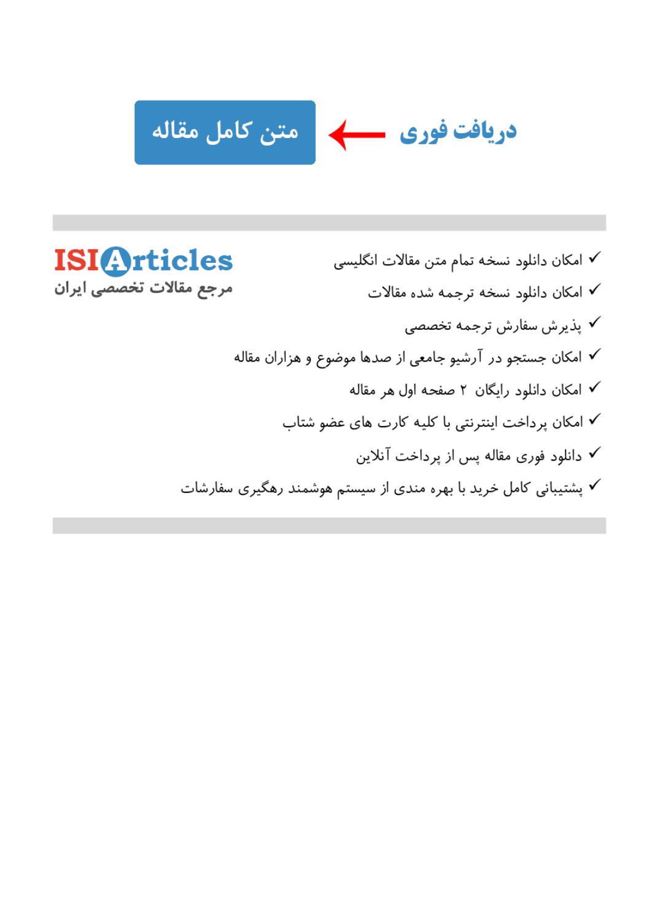دریافت فوری ← متن کامل مقاله

ISIArticles
مرجع مقالات تخصصی ایران

- ✓ امکان دانلود نسخه تمام متن مقالات انگلیسی
- ✓ امکان دانلود نسخه ترجمه شده مقالات
- ✓ پذیرش سفارش ترجمه تخصصی
- ✓ امکان جستجو در آرشیو جامعی از صدها موضوع و هزاران مقاله
- ✓ امکان دانلود رایگان ۲ صفحه اول هر مقاله
- ✓ امکان پرداخت اینترنتی با کلیه کارت های عضو شتاب
- ✓ دانلود فوری مقاله پس از پرداخت آنلاین
- ✓ پشتیبانی کامل خرید با بهره مندی از سیستم هوشمند رهگیری سفارشات